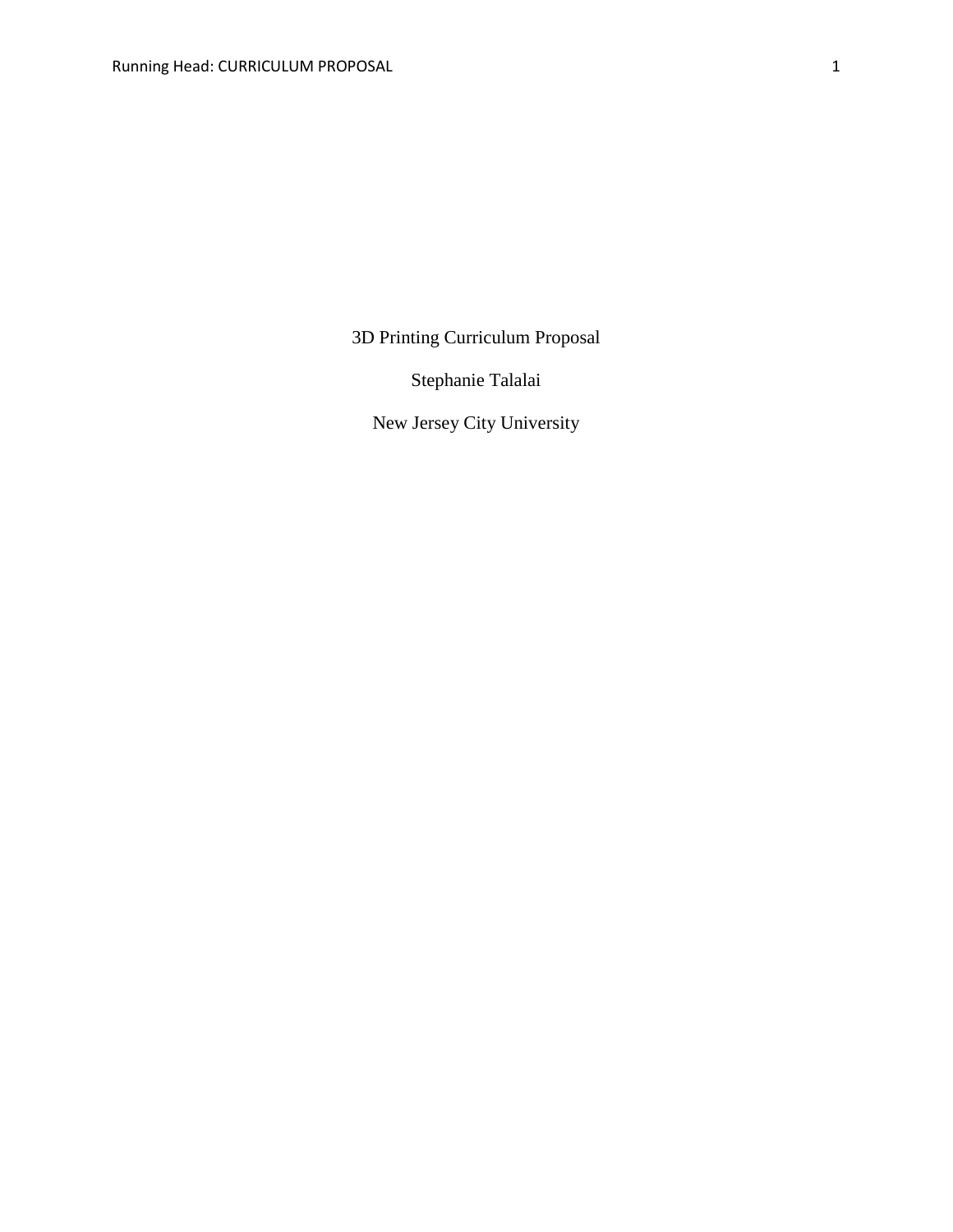# 3D Printing Curriculum Proposal

Stephanie Talalai

New Jersey City University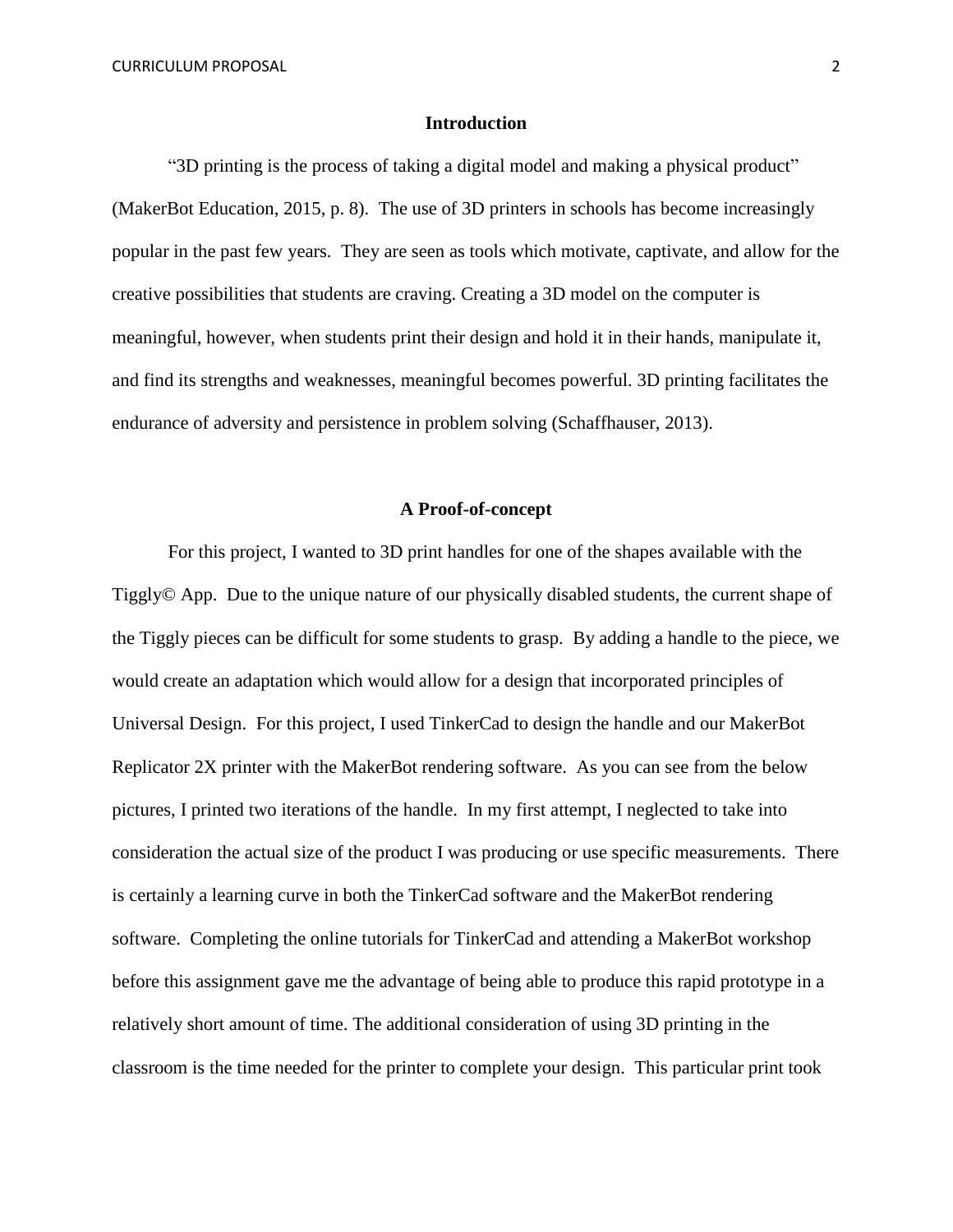## Introduction

"3D printing is the process of taking a digital model and making a physical product" (MakerBot Education, 2015, p. 8). The use of 3D printers in schools has become increasingly popular in the past few years. They are seen as tools which motivate, captivate, and allow for the creative possibilities that students are craving. Creating a 3D model on the computer is meaningful, however, when students print their design and hold it in their hands, manipulate it, and find its strengths and weaknesses, meaningful becomes powerful. 3D printing facilitates the endurance of adversity and persistence in problem solving (Schaffhauser, 2013).

## A Proof-of-concept

For this project, I wanted to 3D print handles for one of the shapes available with the Tiggly© App. Due to the unique nature of our physically disabled students, the current shape of the Tiggly pieces can be difficult for some students to grasp. By adding a handle to the piece, we would create an adaptation which would allow for a design that incorporated principles of Universal Design. For this project, I used TinkerCad to design the handle and our MakerBot Replicator 2X printer with the MakerBot rendering software. As you can see from the below pictures, I printed two iterations of the handle. In my first attempt, I neglected to take into consideration the actual size of the product I was producing or use specific measurements. There is certainly a learning curve in both the TinkerCad software and the MakerBot rendering software. Completing the online tutorials for TinkerCad and attending a MakerBot workshop before this assignment gave me the advantage of being able to produce this rapid prototype in a relatively short amount of time. The additional consideration of using 3D printing in the classroom is the time needed for the printer to complete your design. This particular print took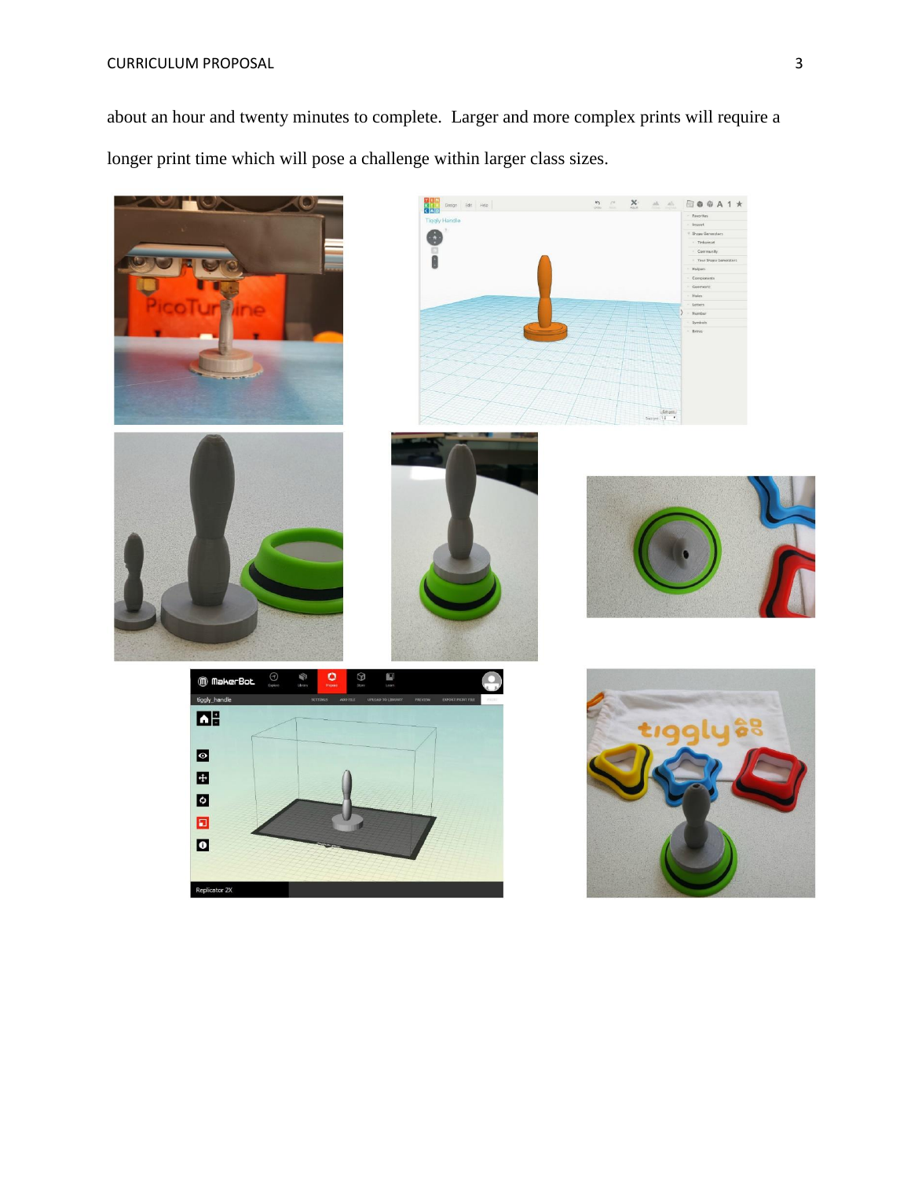about an hour and twenty minutes to complete. Larger and more complex prints will require a longer print time which will pose a challenge within larger class sizes.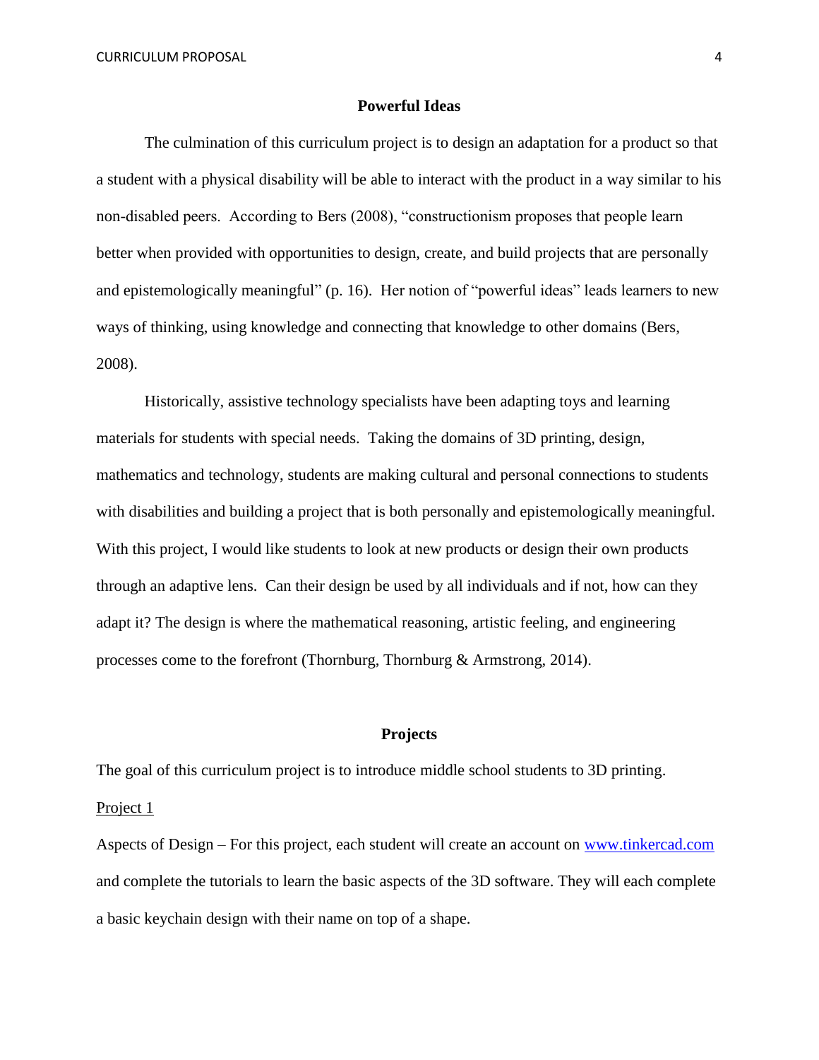## Powerful Ideas

The culmination of this curriculum project is to design an adaptation for a product so that a student with a physical disability will be able to interact with the product in a way similar to his non-disabled peers. According to Bers (2008), "constructionism proposes that people learn better when provided with opportunities to design, create, and build projects that are personally and epistemologically meaningful" (p. 16). Her notion of "powerful ideas" leads learners to new ways of thinking, using knowledge and connecting that knowledge to other domains (Bers, 2008).

Historically, assistive technology specialists have been adapting toys and learning materials for students with special needs. Taking the domains of 3D printing, design, mathematics and technology, students are making cultural and personal connections to students with disabilities and building a project that is both personally and epistemologically meaningful. With this project, I would like students to look at new products or design their own products through an adaptive lens. Can their design be used by all individuals and if not, how can they adapt it? The design is where the mathematical reasoning, artistic feeling, and engineering processes come to the forefront (Thornburg, Thornburg & Armstrong, 2014).

## Projects

The goal of this curriculum project is to introduce middle school students to 3D printing.

Project 1

Aspects of Design – For this project, each student will create an account on [www.tinkercad.com](http://www.tinkercad.com) and complete the tutorials to learn the basic aspects of the 3D software. They will each complete a basic keychain design with their name on top of a shape.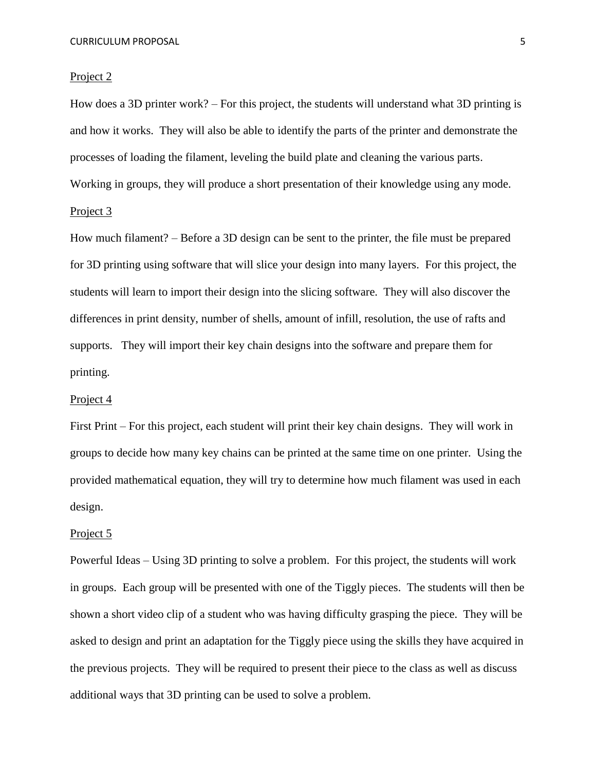Project 2

How does a 3D printer work? – For this project, the students will understand what 3D printing is and how it works. They will also be able to identify the parts of the printer and demonstrate the processes of loading the filament, leveling the build plate and cleaning the various parts. Working in groups, they will produce a short presentation of their knowledge using any mode.

Project 3

How much filament? – Before a 3D design can be sent to the printer, the file must be prepared for 3D printing using software that will slice your design into many layers. For this project, the students will learn to import their design into the slicing software. They will also discover the differences in print density, number of shells, amount of infill, resolution, the use of rafts and supports. They will import their key chain designs into the software and prepare them for printing.

Project 4

First Print – For this project, each student will print their key chain designs. They will work in groups to decide how many key chains can be printed at the same time on one printer. Using the provided mathematical equation, they will try to determine how much filament was used in each design.

Project 5

Powerful Ideas – Using 3D printing to solve a problem. For this project, the students will work in groups. Each group will be presented with one of the Tiggly pieces. The students will then be shown a short video clip of a student who was having difficulty grasping the piece. They will be asked to design and print an adaptation for the Tiggly piece using the skills they have acquired in the previous projects. They will be required to present their piece to the class as well as discuss additional ways that 3D printing can be used to solve a problem.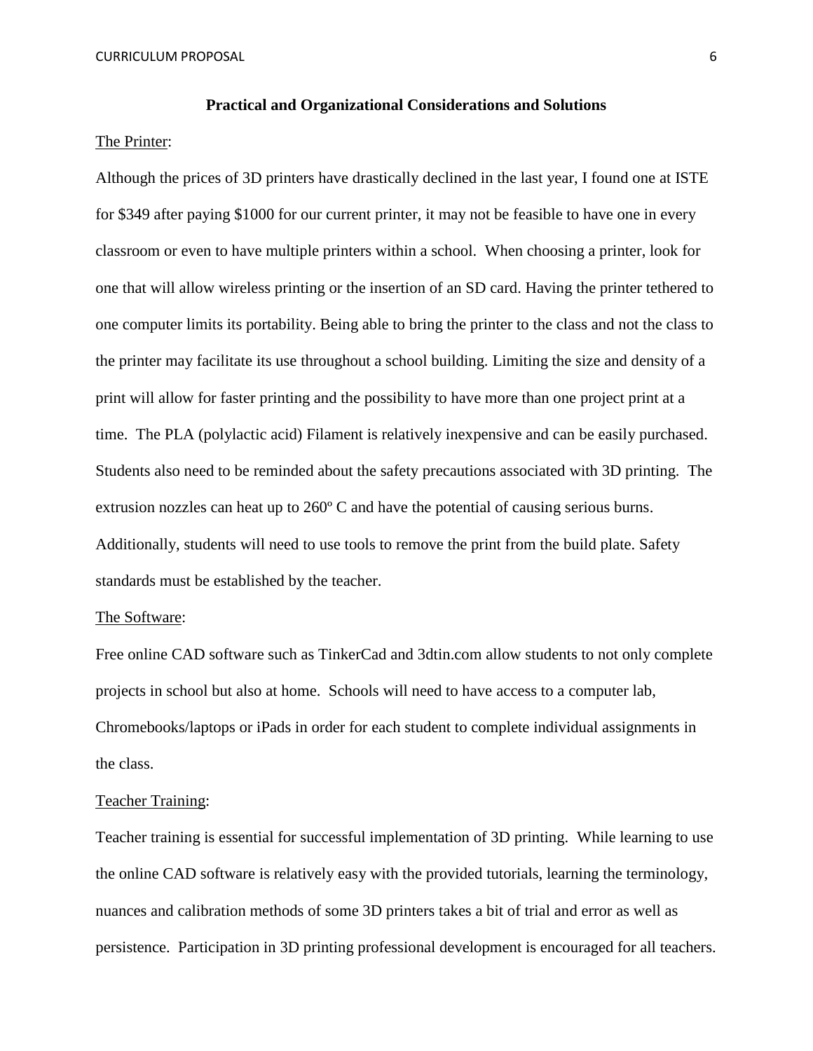## Practical and Organizational Considerations and Solutions

<u>The Printer</u>:

Although the prices of 3D printers have drastically declined in the last year, I found one at ISTE for $349 after paying $1000 for our current printer, it may not be feasible to have one in every classroom or even to have multiple printers within a school. When choosing a printer, look for one that will allow wireless printing or the insertion of an SD card. Having the printer tethered to one computer limits its portability. Being able to bring the printer to the class and not the class to the printer may facilitate its use throughout a school building. Limiting the size and density of a print will allow for faster printing and the possibility to have more than one project print at a time. The PLA (polylactic acid) Filament is relatively inexpensive and can be easily purchased. Students also need to be reminded about the safety precautions associated with 3D printing. The extrusion nozzles can heat up to 260º C and have the potential of causing serious burns. Additionally, students will need to use tools to remove the print from the build plate. Safety standards must be established by the teacher.

<u>The Software</u>:

Free online CAD software such as TinkerCad and 3dtin.com allow students to not only complete projects in school but also at home. Schools will need to have access to a computer lab, Chromebooks/laptops or iPads in order for each student to complete individual assignments in the class.

<u>Teacher Training</u>:

Teacher training is essential for successful implementation of 3D printing. While learning to use the online CAD software is relatively easy with the provided tutorials, learning the terminology, nuances and calibration methods of some 3D printers takes a bit of trial and error as well as persistence. Participation in 3D printing professional development is encouraged for all teachers.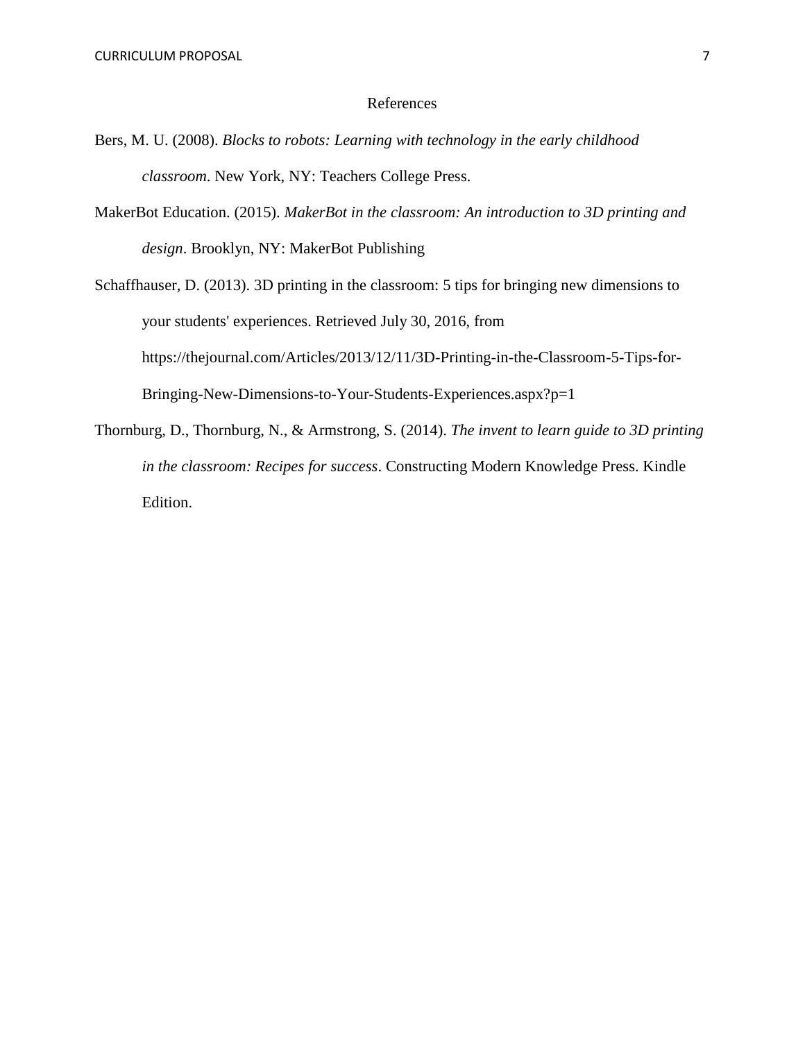# References

Bers, M. U. (2008). *Blocks to robots: Learning with technology in the early childhood classroom*. New York, NY: Teachers College Press.

MakerBot Education. (2015). *MakerBot in the classroom: An introduction to 3D printing and design*. Brooklyn, NY: MakerBot Publishing

Schaffhauser, D. (2013). 3D printing in the classroom: 5 tips for bringing new dimensions to your students' experiences. Retrieved July 30, 2016, from https://thejournal.com/Articles/2013/12/11/3D-Printing-in-the-Classroom-5-Tips-for-Bringing-New-Dimensions-to-Your-Students-Experiences.aspx?p=1

Thornburg, D., Thornburg, N., & Armstrong, S. (2014). *The invent to learn guide to 3D printing in the classroom: Recipes for success*. Constructing Modern Knowledge Press. Kindle Edition.